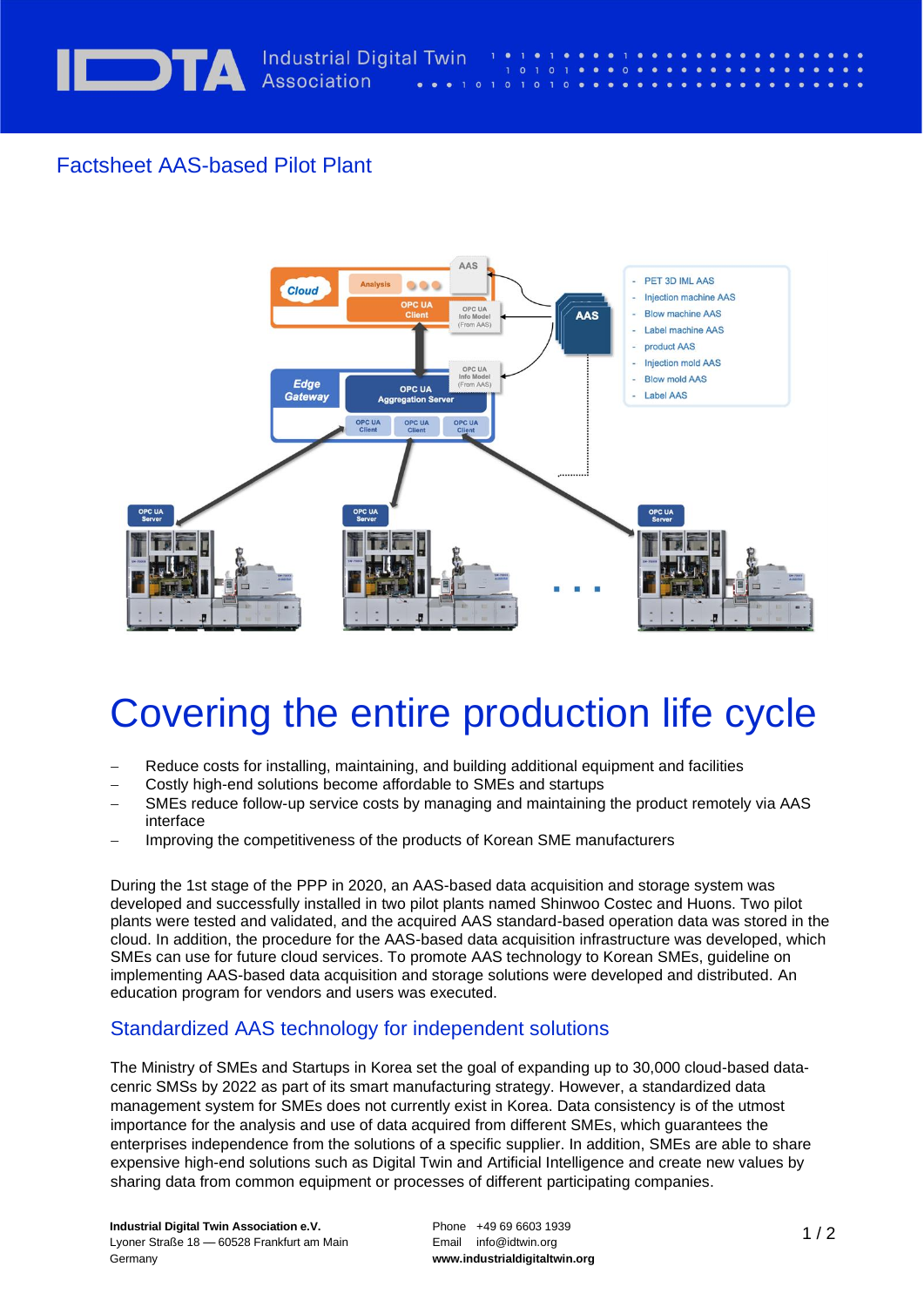## Factsheet AAS-based Pilot Plant

# Covering the entire production life cycle

- Reduce costs for installing, maintaining, and building additional equipment and facilities
- Costly high-end solutions become affordable to SMEs and startups
- SMEs reduce follow-up service costs by managing and maintaining the product remotely via AAS interface
- Improving the competitiveness of the products of Korean SME manufacturers

During the 1st stage of the PPP in 2020, an AAS-based data acquisition and storage system was developed and successfully installed in two pilot plants named Shinwoo Costec and Huons. Two pilot plants were tested and validated, and the acquired AAS standard-based operation data was stored in the cloud. In addition, the procedure for the AAS-based data acquisition infrastructure was developed, which SMEs can use for future cloud services. To promote AAS technology to Korean SMEs, guideline on implementing AAS-based data acquisition and storage solutions were developed and distributed. An education program for vendors and users was executed.

## Standardized AAS technology for independent solutions

The Ministry of SMEs and Startups in Korea set the goal of expanding up to 30,000 cloud-based data-cenric SMSs by 2022 as part of its smart manufacturing strategy. However, a standardized data management system for SMEs does not currently exist in Korea. Data consistency is of the utmost importance for the analysis and use of data acquired from different SMEs, which guarantees the enterprises independence from the solutions of a specific supplier. In addition, SMEs are able to share expensive high-end solutions such as Digital Twin and Artificial Intelligence and create new values by sharing data from common equipment or processes of different participating companies.

**Industrial Digital Twin Association e.V.**
Lyoner Straße 18 — 60528 Frankfurt am Main
Germany

Phone +49 69 6603 1939
Email info@idtwin.org
**www.industrialdigitaltwin.org**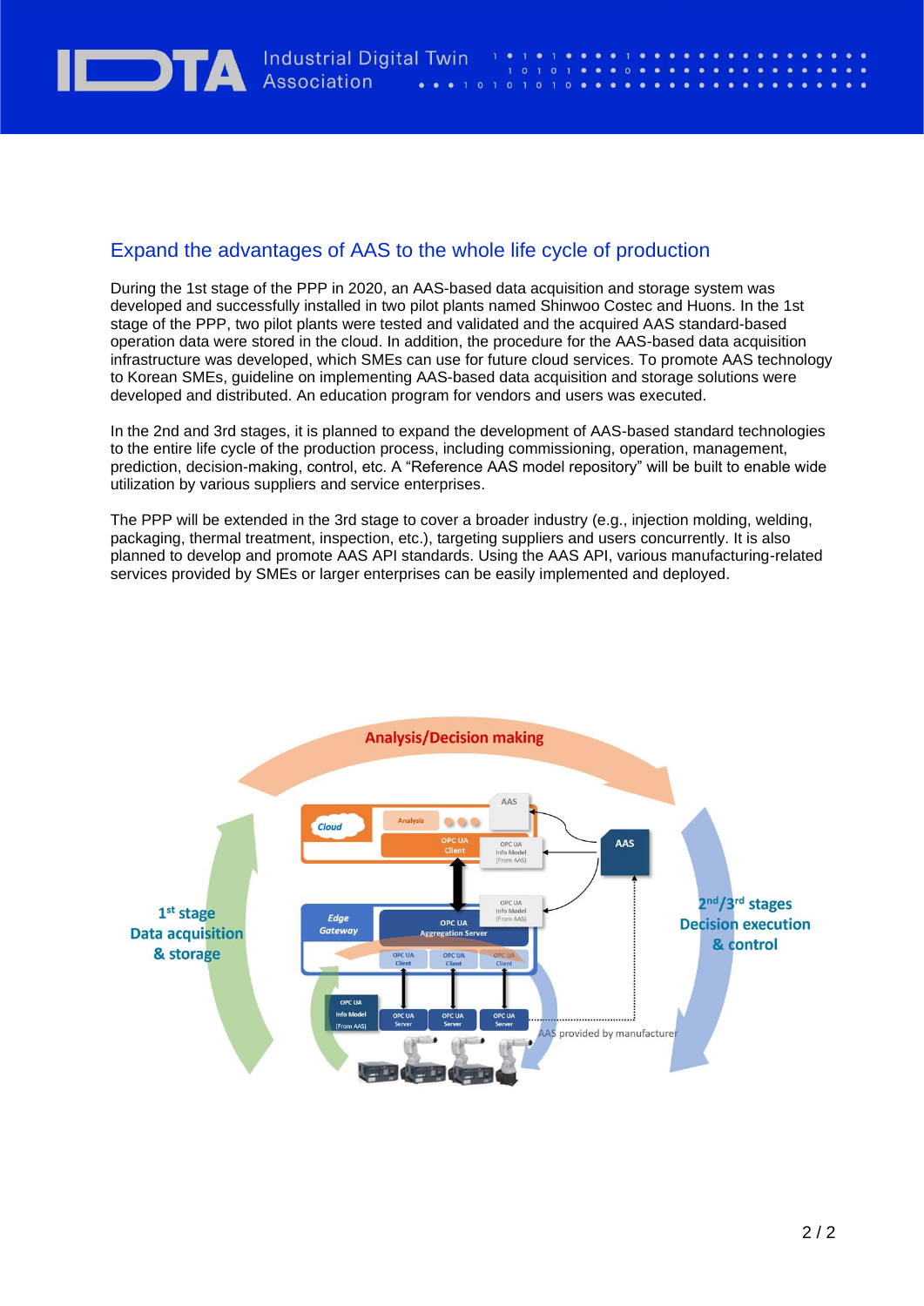## Expand the advantages of AAS to the whole life cycle of production

During the 1st stage of the PPP in 2020, an AAS-based data acquisition and storage system was developed and successfully installed in two pilot plants named Shinwoo Costec and Huons. In the 1st stage of the PPP, two pilot plants were tested and validated and the acquired AAS standard-based operation data were stored in the cloud. In addition, the procedure for the AAS-based data acquisition infrastructure was developed, which SMEs can use for future cloud services. To promote AAS technology to Korean SMEs, guideline on implementing AAS-based data acquisition and storage solutions were developed and distributed. An education program for vendors and users was executed.

In the 2nd and 3rd stages, it is planned to expand the development of AAS-based standard technologies to the entire life cycle of the production process, including commissioning, operation, management, prediction, decision-making, control, etc. A “Reference AAS model repository” will be built to enable wide utilization by various suppliers and service enterprises.

The PPP will be extended in the 3rd stage to cover a broader industry (e.g., injection molding, welding, packaging, thermal treatment, inspection, etc.), targeting suppliers and users concurrently. It is also planned to develop and promote AAS API standards. Using the AAS API, various manufacturing-related services provided by SMEs or larger enterprises can be easily implemented and deployed.

Analysis/Decision making

1st stage
Data acquisition
& storage

2nd/3rd stages
Decision execution
& control

Cloud
Analysis
OPC UA Client
AAS
OPC UA Info Model (From AAS)
Edge Gateway
OPC UA Aggregation Server
OPC UA Client
OPC UA Server
AAS provided by manufacturer